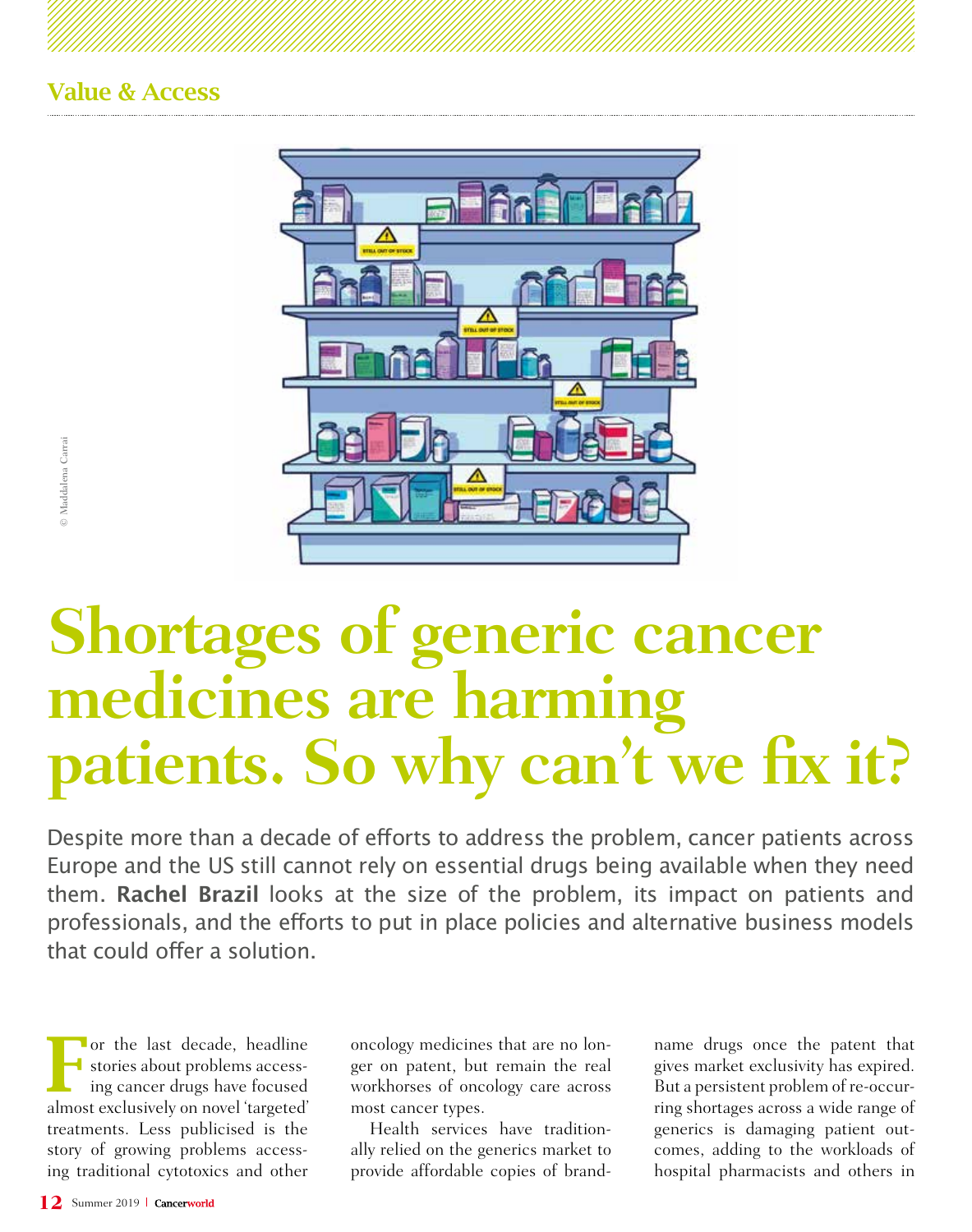Value & Access

© Maddalena Carrai

# Shortages of generic cancer medicines are harming patients. So why can't we fix it?

Despite more than a decade of efforts to address the problem, cancer patients across Europe and the US still cannot rely on essential drugs being available when they need them. **Rachel Brazil** looks at the size of the problem, its impact on patients and professionals, and the efforts to put in place policies and alternative business models that could offer a solution.

For the last decade, headline stories about problems accessing cancer drugs have focused almost exclusively on novel 'targeted' treatments. Less publicised is the story of growing problems accessing traditional cytotoxics and other oncology medicines that are no longer on patent, but remain the real workhorses of oncology care across most cancer types.

Health services have traditionally relied on the generics market to provide affordable copies of brand-name drugs once the patent that gives market exclusivity has expired. But a persistent problem of re-occurring shortages across a wide range of generics is damaging patient outcomes, adding to the workloads of hospital pharmacists and others in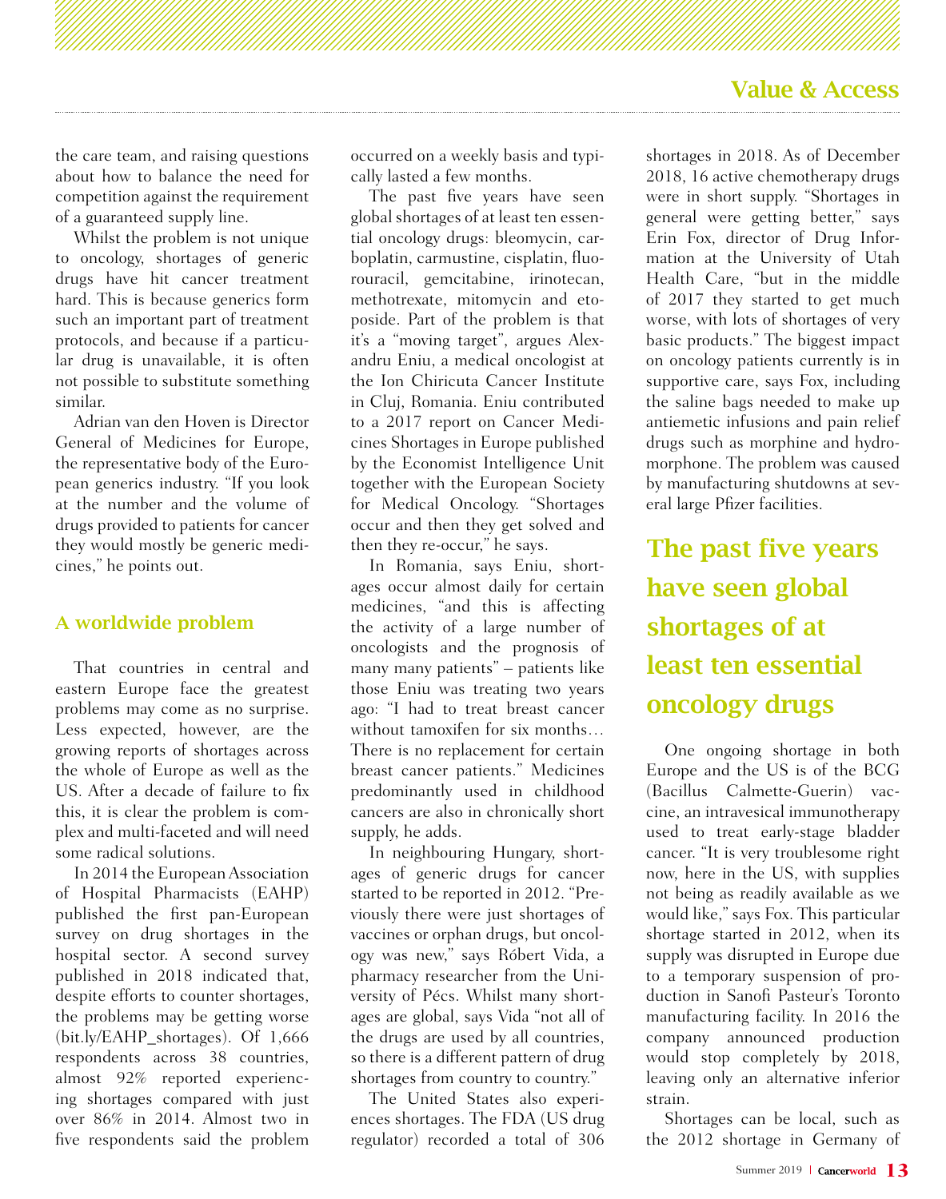the care team, and raising questions about how to balance the need for competition against the requirement of a guaranteed supply line.

Whilst the problem is not unique to oncology, shortages of generic drugs have hit cancer treatment hard. This is because generics form such an important part of treatment protocols, and because if a particular drug is unavailable, it is often not possible to substitute something similar.

Adrian van den Hoven is Director General of Medicines for Europe, the representative body of the European generics industry. "If you look at the number and the volume of drugs provided to patients for cancer they would mostly be generic medicines," he points out.

## A worldwide problem

That countries in central and eastern Europe face the greatest problems may come as no surprise. Less expected, however, are the growing reports of shortages across the whole of Europe as well as the US. After a decade of failure to fix this, it is clear the problem is complex and multi-faceted and will need some radical solutions.

In 2014 the European Association of Hospital Pharmacists (EAHP) published the first pan-European survey on drug shortages in the hospital sector. A second survey published in 2018 indicated that, despite efforts to counter shortages, the problems may be getting worse (bit.ly/EAHP_shortages). Of 1,666 respondents across 38 countries, almost 92% reported experiencing shortages compared with just over 86% in 2014. Almost two in five respondents said the problem occurred on a weekly basis and typically lasted a few months.

The past five years have seen global shortages of at least ten essential oncology drugs: bleomycin, carboplatin, carmustine, cisplatin, fluorouracil, gemcitabine, irinotecan, methotrexate, mitomycin and etoposide. Part of the problem is that it's a "moving target", argues Alexandru Eniu, a medical oncologist at the Ion Chiricuta Cancer Institute in Cluj, Romania. Eniu contributed to a 2017 report on Cancer Medicines Shortages in Europe published by the Economist Intelligence Unit together with the European Society for Medical Oncology. "Shortages occur and then they get solved and then they re-occur," he says.

In Romania, says Eniu, shortages occur almost daily for certain medicines, "and this is affecting the activity of a large number of oncologists and the prognosis of many many patients" – patients like those Eniu was treating two years ago: "I had to treat breast cancer without tamoxifen for six months… There is no replacement for certain breast cancer patients." Medicines predominantly used in childhood cancers are also in chronically short supply, he adds.

In neighbouring Hungary, shortages of generic drugs for cancer started to be reported in 2012. "Previously there were just shortages of vaccines or orphan drugs, but oncology was new," says Róbert Vida, a pharmacy researcher from the University of Pécs. Whilst many shortages are global, says Vida "not all of the drugs are used by all countries, so there is a different pattern of drug shortages from country to country."

The United States also experiences shortages. The FDA (US drug regulator) recorded a total of 306 shortages in 2018. As of December 2018, 16 active chemotherapy drugs were in short supply. "Shortages in general were getting better," says Erin Fox, director of Drug Information at the University of Utah Health Care, "but in the middle of 2017 they started to get much worse, with lots of shortages of very basic products." The biggest impact on oncology patients currently is in supportive care, says Fox, including the saline bags needed to make up antiemetic infusions and pain relief drugs such as morphine and hydromorphone. The problem was caused by manufacturing shutdowns at several large Pfizer facilities.

**The past five years have seen global shortages of at least ten essential oncology drugs**

One ongoing shortage in both Europe and the US is of the BCG (Bacillus Calmette-Guerin) vaccine, an intravesical immunotherapy used to treat early-stage bladder cancer. "It is very troublesome right now, here in the US, with supplies not being as readily available as we would like," says Fox. This particular shortage started in 2012, when its supply was disrupted in Europe due to a temporary suspension of production in Sanofi Pasteur's Toronto manufacturing facility. In 2016 the company announced production would stop completely by 2018, leaving only an alternative inferior strain.

Shortages can be local, such as the 2012 shortage in Germany of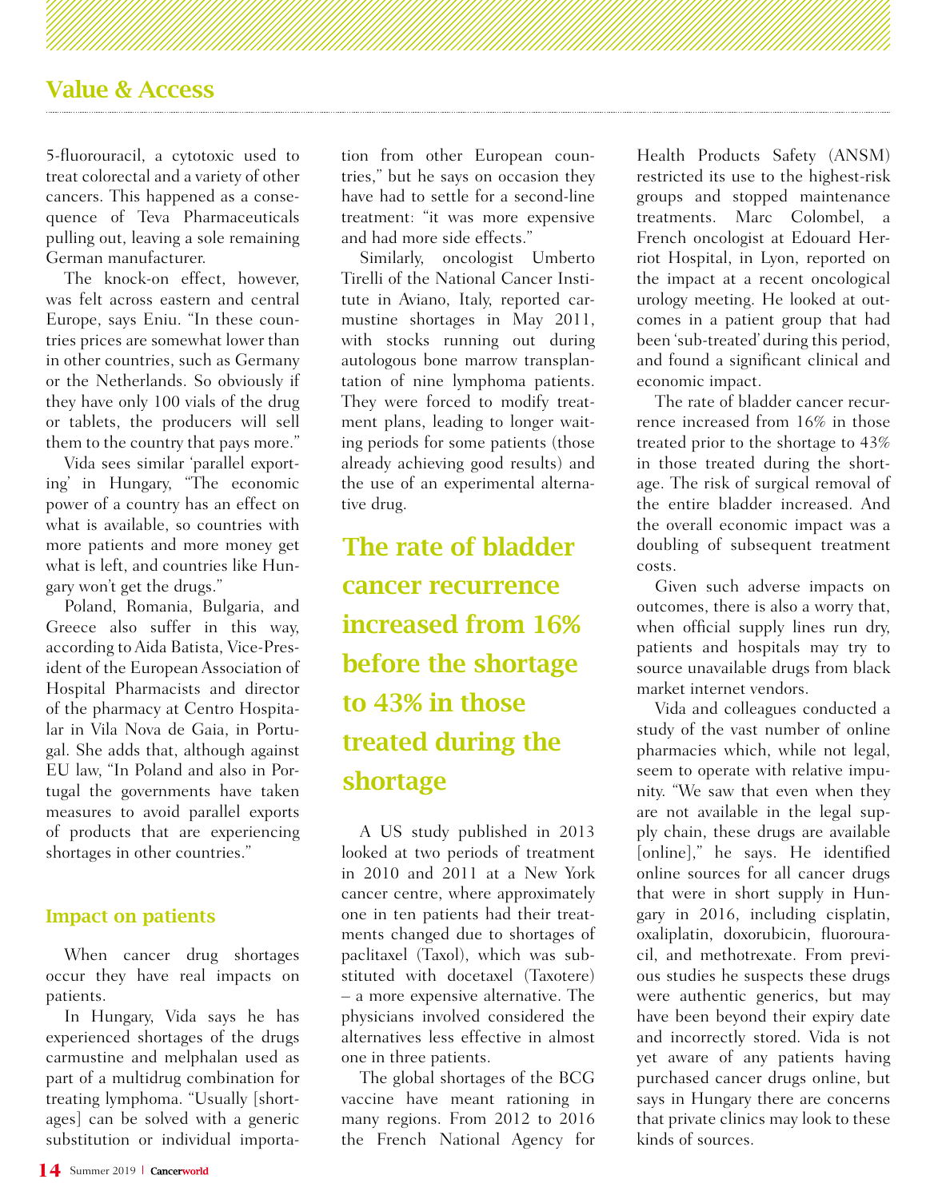5-fluorouracil, a cytotoxic used to treat colorectal and a variety of other cancers. This happened as a consequence of Teva Pharmaceuticals pulling out, leaving a sole remaining German manufacturer.

The knock-on effect, however, was felt across eastern and central Europe, says Eniu. "In these countries prices are somewhat lower than in other countries, such as Germany or the Netherlands. So obviously if they have only 100 vials of the drug or tablets, the producers will sell them to the country that pays more."

Vida sees similar 'parallel exporting' in Hungary, "The economic power of a country has an effect on what is available, so countries with more patients and more money get what is left, and countries like Hungary won't get the drugs."

Poland, Romania, Bulgaria, and Greece also suffer in this way, according to Aida Batista, Vice-President of the European Association of Hospital Pharmacists and director of the pharmacy at Centro Hospitalar in Vila Nova de Gaia, in Portugal. She adds that, although against EU law, "In Poland and also in Portugal the governments have taken measures to avoid parallel exports of products that are experiencing shortages in other countries."

## Impact on patients

When cancer drug shortages occur they have real impacts on patients.

In Hungary, Vida says he has experienced shortages of the drugs carmustine and melphalan used as part of a multidrug combination for treating lymphoma. "Usually [shortages] can be solved with a generic substitution or individual importation from other European countries," but he says on occasion they have had to settle for a second-line treatment: "it was more expensive and had more side effects."

Similarly, oncologist Umberto Tirelli of the National Cancer Institute in Aviano, Italy, reported carmustine shortages in May 2011, with stocks running out during autologous bone marrow transplantation of nine lymphoma patients. They were forced to modify treatment plans, leading to longer waiting periods for some patients (those already achieving good results) and the use of an experimental alternative drug.

**The rate of bladder cancer recurrence increased from 16% before the shortage to 43% in those treated during the shortage**

A US study published in 2013 looked at two periods of treatment in 2010 and 2011 at a New York cancer centre, where approximately one in ten patients had their treatments changed due to shortages of paclitaxel (Taxol), which was substituted with docetaxel (Taxotere) – a more expensive alternative. The physicians involved considered the alternatives less effective in almost one in three patients.

The global shortages of the BCG vaccine have meant rationing in many regions. From 2012 to 2016 the French National Agency for Health Products Safety (ANSM) restricted its use to the highest-risk groups and stopped maintenance treatments. Marc Colombel, a French oncologist at Edouard Herriot Hospital, in Lyon, reported on the impact at a recent oncological urology meeting. He looked at outcomes in a patient group that had been 'sub-treated' during this period, and found a significant clinical and economic impact.

The rate of bladder cancer recurrence increased from 16% in those treated prior to the shortage to 43% in those treated during the shortage. The risk of surgical removal of the entire bladder increased. And the overall economic impact was a doubling of subsequent treatment costs.

Given such adverse impacts on outcomes, there is also a worry that, when official supply lines run dry, patients and hospitals may try to source unavailable drugs from black market internet vendors.

Vida and colleagues conducted a study of the vast number of online pharmacies which, while not legal, seem to operate with relative impunity. "We saw that even when they are not available in the legal supply chain, these drugs are available [online]," he says. He identified online sources for all cancer drugs that were in short supply in Hungary in 2016, including cisplatin, oxaliplatin, doxorubicin, fluorouracil, and methotrexate. From previous studies he suspects these drugs were authentic generics, but may have been beyond their expiry date and incorrectly stored. Vida is not yet aware of any patients having purchased cancer drugs online, but says in Hungary there are concerns that private clinics may look to these kinds of sources.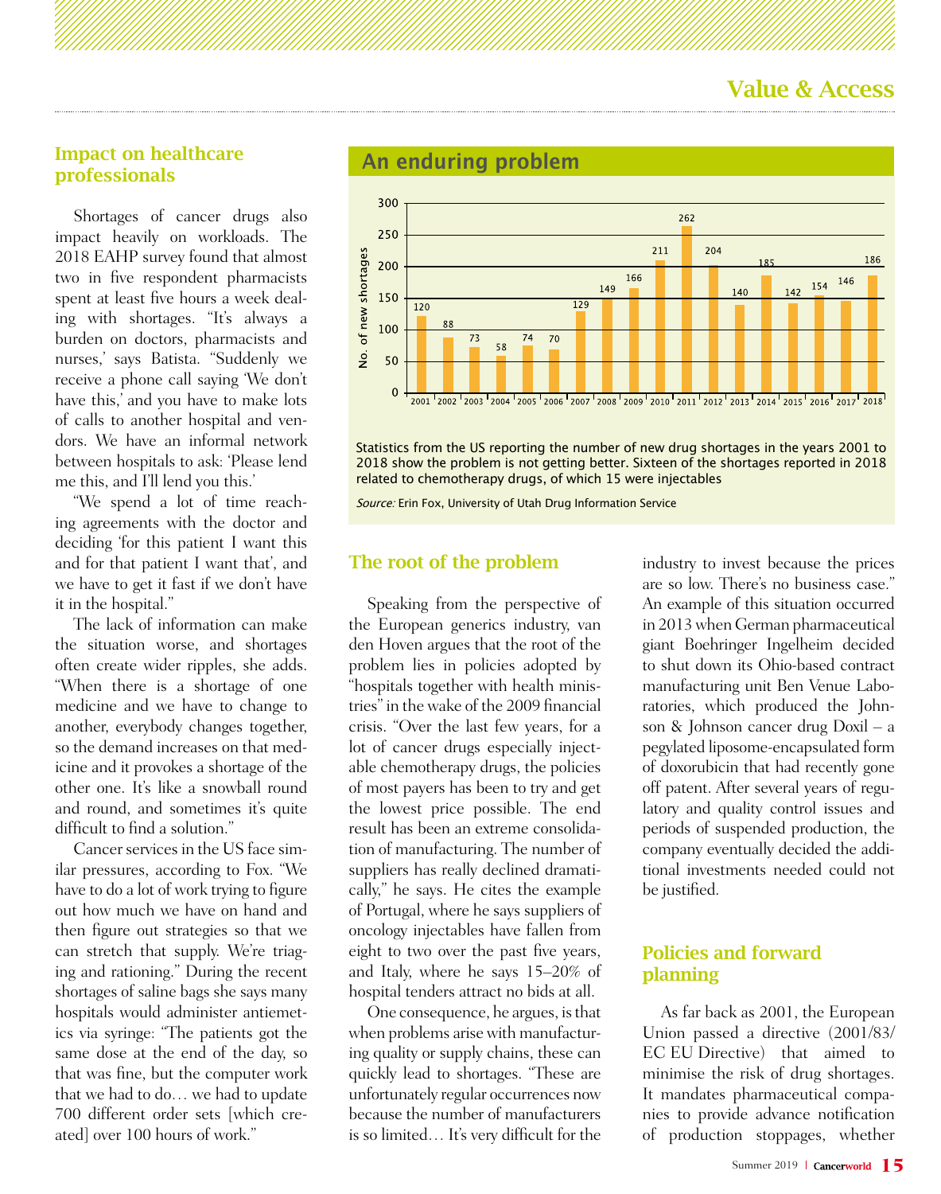## Impact on healthcare professionals

Shortages of cancer drugs also impact heavily on workloads. The 2018 EAHP survey found that almost two in five respondent pharmacists spent at least five hours a week dealing with shortages. "It's always a burden on doctors, pharmacists and nurses,' says Batista. "Suddenly we receive a phone call saying 'We don't have this,' and you have to make lots of calls to another hospital and vendors. We have an informal network between hospitals to ask: 'Please lend me this, and I'll lend you this.'

"We spend a lot of time reaching agreements with the doctor and deciding 'for this patient I want this and for that patient I want that', and we have to get it fast if we don't have it in the hospital."

The lack of information can make the situation worse, and shortages often create wider ripples, she adds. "When there is a shortage of one medicine and we have to change to another, everybody changes together, so the demand increases on that medicine and it provokes a shortage of the other one. It's like a snowball round and round, and sometimes it's quite difficult to find a solution."

Cancer services in the US face similar pressures, according to Fox. "We have to do a lot of work trying to figure out how much we have on hand and then figure out strategies so that we can stretch that supply. We're triaging and rationing." During the recent shortages of saline bags she says many hospitals would administer antiemetics via syringe: "The patients got the same dose at the end of the day, so that was fine, but the computer work that we had to do… we had to update 700 different order sets [which created] over 100 hours of work."

### An enduring problem

| Year | No. of new shortages |
|---|---|
| 2001 | 120 |
| 2002 | 88 |
| 2003 | 73 |
| 2004 | 58 |
| 2005 | 74 |
| 2006 | 70 |
| 2007 | 129 |
| 2008 | 149 |
| 2009 | 166 |
| 2010 | 211 |
| 2011 | 262 |
| 2012 | 204 |
| 2013 | 140 |
| 2014 | 185 |
| 2015 | 142 |
| 2016 | 154 |
| 2017 | 146 |
| 2018 | 186 |

Statistics from the US reporting the number of new drug shortages in the years 2001 to 2018 show the problem is not getting better. Sixteen of the shortages reported in 2018 related to chemotherapy drugs, of which 15 were injectables

*Source:* Erin Fox, University of Utah Drug Information Service

## The root of the problem

Speaking from the perspective of the European generics industry, van den Hoven argues that the root of the problem lies in policies adopted by "hospitals together with health ministries" in the wake of the 2009 financial crisis. "Over the last few years, for a lot of cancer drugs especially injectable chemotherapy drugs, the policies of most payers has been to try and get the lowest price possible. The end result has been an extreme consolidation of manufacturing. The number of suppliers has really declined dramatically," he says. He cites the example of Portugal, where he says suppliers of oncology injectables have fallen from eight to two over the past five years, and Italy, where he says 15–20% of hospital tenders attract no bids at all.

One consequence, he argues, is that when problems arise with manufacturing quality or supply chains, these can quickly lead to shortages. "These are unfortunately regular occurrences now because the number of manufacturers is so limited… It's very difficult for the industry to invest because the prices are so low. There's no business case." An example of this situation occurred in 2013 when German pharmaceutical giant Boehringer Ingelheim decided to shut down its Ohio-based contract manufacturing unit Ben Venue Laboratories, which produced the Johnson & Johnson cancer drug Doxil – a pegylated liposome-encapsulated form of doxorubicin that had recently gone off patent. After several years of regulatory and quality control issues and periods of suspended production, the company eventually decided the additional investments needed could not be justified.

## Policies and forward planning

As far back as 2001, the European Union passed a directive (2001/83/EC EU Directive) that aimed to minimise the risk of drug shortages. It mandates pharmaceutical companies to provide advance notification of production stoppages, whether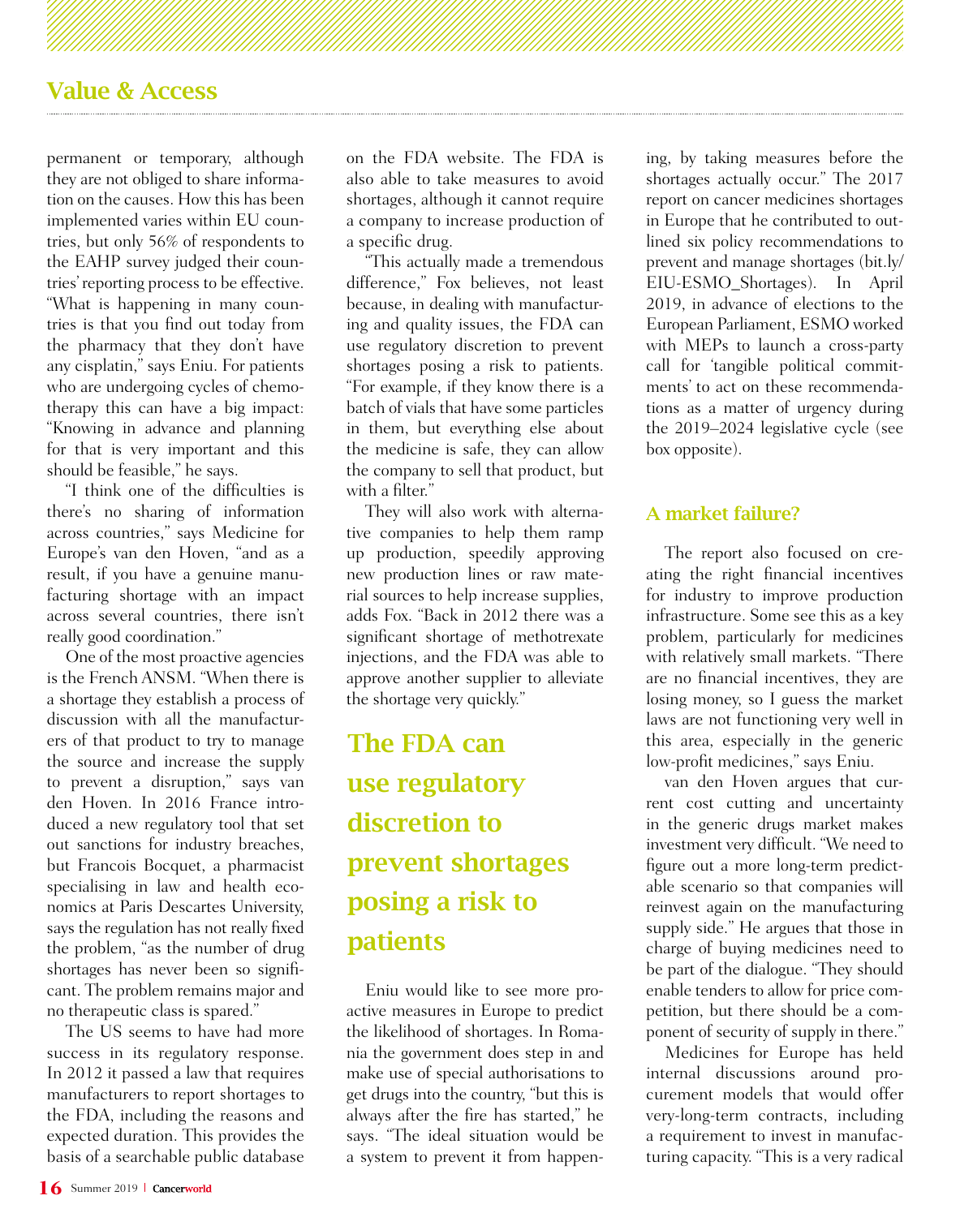permanent or temporary, although they are not obliged to share information on the causes. How this has been implemented varies within EU countries, but only 56% of respondents to the EAHP survey judged their countries' reporting process to be effective. "What is happening in many countries is that you find out today from the pharmacy that they don't have any cisplatin," says Eniu. For patients who are undergoing cycles of chemotherapy this can have a big impact: "Knowing in advance and planning for that is very important and this should be feasible," he says.

"I think one of the difficulties is there's no sharing of information across countries," says Medicine for Europe's van den Hoven, "and as a result, if you have a genuine manufacturing shortage with an impact across several countries, there isn't really good coordination."

One of the most proactive agencies is the French ANSM. "When there is a shortage they establish a process of discussion with all the manufacturers of that product to try to manage the source and increase the supply to prevent a disruption," says van den Hoven. In 2016 France introduced a new regulatory tool that set out sanctions for industry breaches, but Francois Bocquet, a pharmacist specialising in law and health economics at Paris Descartes University, says the regulation has not really fixed the problem, "as the number of drug shortages has never been so significant. The problem remains major and no therapeutic class is spared."

The US seems to have had more success in its regulatory response. In 2012 it passed a law that requires manufacturers to report shortages to the FDA, including the reasons and expected duration. This provides the basis of a searchable public database on the FDA website. The FDA is also able to take measures to avoid shortages, although it cannot require a company to increase production of a specific drug.

"This actually made a tremendous difference," Fox believes, not least because, in dealing with manufacturing and quality issues, the FDA can use regulatory discretion to prevent shortages posing a risk to patients. "For example, if they know there is a batch of vials that have some particles in them, but everything else about the medicine is safe, they can allow the company to sell that product, but with a filter."

They will also work with alternative companies to help them ramp up production, speedily approving new production lines or raw material sources to help increase supplies, adds Fox. "Back in 2012 there was a significant shortage of methotrexate injections, and the FDA was able to approve another supplier to alleviate the shortage very quickly."

> **The FDA can use regulatory discretion to prevent shortages posing a risk to patients**

Eniu would like to see more proactive measures in Europe to predict the likelihood of shortages. In Romania the government does step in and make use of special authorisations to get drugs into the country, "but this is always after the fire has started," he says. "The ideal situation would be a system to prevent it from happening, by taking measures before the shortages actually occur." The 2017 report on cancer medicines shortages in Europe that he contributed to outlined six policy recommendations to prevent and manage shortages (bit.ly/EIU-ESMO_Shortages). In April 2019, in advance of elections to the European Parliament, ESMO worked with MEPs to launch a cross-party call for 'tangible political commitments' to act on these recommendations as a matter of urgency during the 2019–2024 legislative cycle (see box opposite).

## A market failure?

The report also focused on creating the right financial incentives for industry to improve production infrastructure. Some see this as a key problem, particularly for medicines with relatively small markets. "There are no financial incentives, they are losing money, so I guess the market laws are not functioning very well in this area, especially in the generic low-profit medicines," says Eniu.

van den Hoven argues that current cost cutting and uncertainty in the generic drugs market makes investment very difficult. "We need to figure out a more long-term predictable scenario so that companies will reinvest again on the manufacturing supply side." He argues that those in charge of buying medicines need to be part of the dialogue. "They should enable tenders to allow for price competition, but there should be a component of security of supply in there."

Medicines for Europe has held internal discussions around procurement models that would offer very-long-term contracts, including a requirement to invest in manufacturing capacity. "This is a very radical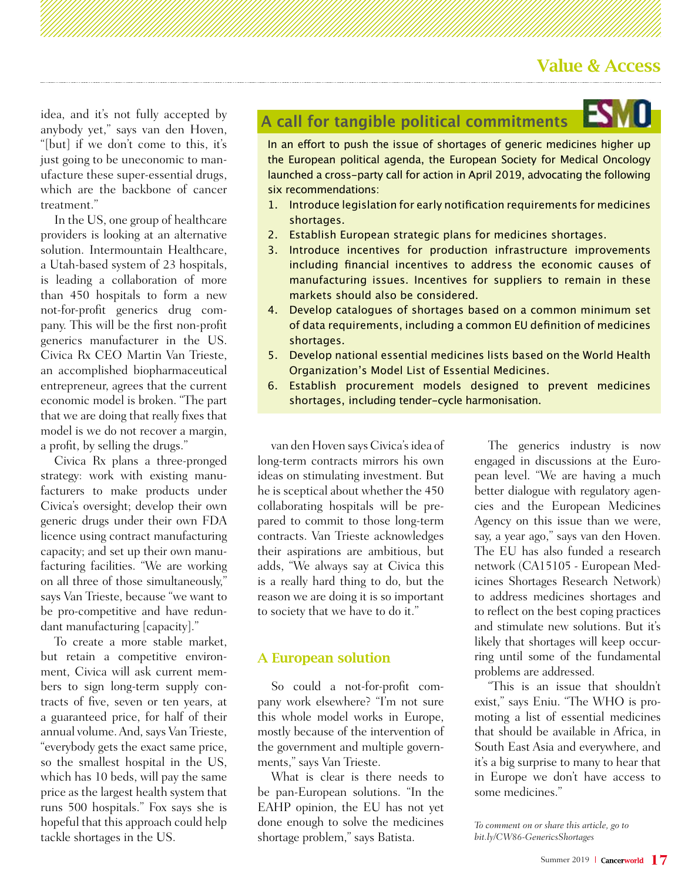idea, and it's not fully accepted by anybody yet," says van den Hoven, "[but] if we don't come to this, it's just going to be uneconomic to manufacture these super-essential drugs, which are the backbone of cancer treatment."

In the US, one group of healthcare providers is looking at an alternative solution. Intermountain Healthcare, a Utah-based system of 23 hospitals, is leading a collaboration of more than 450 hospitals to form a new not-for-profit generics drug company. This will be the first non-profit generics manufacturer in the US. Civica Rx CEO Martin Van Trieste, an accomplished biopharmaceutical entrepreneur, agrees that the current economic model is broken. "The part that we are doing that really fixes that model is we do not recover a margin, a profit, by selling the drugs."

Civica Rx plans a three-pronged strategy: work with existing manufacturers to make products under Civica's oversight; develop their own generic drugs under their own FDA licence using contract manufacturing capacity; and set up their own manufacturing facilities. "We are working on all three of those simultaneously," says Van Trieste, because "we want to be pro-competitive and have redundant manufacturing [capacity]."

To create a more stable market, but retain a competitive environment, Civica will ask current members to sign long-term supply contracts of five, seven or ten years, at a guaranteed price, for half of their annual volume. And, says Van Trieste, "everybody gets the exact same price, so the smallest hospital in the US, which has 10 beds, will pay the same price as the largest health system that runs 500 hospitals." Fox says she is hopeful that this approach could help tackle shortages in the US.

## A call for tangible political commitments

ESMO

In an effort to push the issue of shortages of generic medicines higher up the European political agenda, the European Society for Medical Oncology launched a cross-party call for action in April 2019, advocating the following six recommendations:

1. Introduce legislation for early notification requirements for medicines shortages.
2. Establish European strategic plans for medicines shortages.
3. Introduce incentives for production infrastructure improvements including financial incentives to address the economic causes of manufacturing issues. Incentives for suppliers to remain in these markets should also be considered.
4. Develop catalogues of shortages based on a common minimum set of data requirements, including a common EU definition of medicines shortages.
5. Develop national essential medicines lists based on the World Health Organization's Model List of Essential Medicines.
6. Establish procurement models designed to prevent medicines shortages, including tender-cycle harmonisation.

van den Hoven says Civica's idea of long-term contracts mirrors his own ideas on stimulating investment. But he is sceptical about whether the 450 collaborating hospitals will be prepared to commit to those long-term contracts. Van Trieste acknowledges their aspirations are ambitious, but adds, "We always say at Civica this is a really hard thing to do, but the reason we are doing it is so important to society that we have to do it."

## A European solution

So could a not-for-profit company work elsewhere? "I'm not sure this whole model works in Europe, mostly because of the intervention of the government and multiple governments," says Van Trieste.

What is clear is there needs to be pan-European solutions. "In the EAHP opinion, the EU has not yet done enough to solve the medicines shortage problem," says Batista.

The generics industry is now engaged in discussions at the European level. "We are having a much better dialogue with regulatory agencies and the European Medicines Agency on this issue than we were, say, a year ago," says van den Hoven. The EU has also funded a research network (CA15105 - European Medicines Shortages Research Network) to address medicines shortages and to reflect on the best coping practices and stimulate new solutions. But it's likely that shortages will keep occurring until some of the fundamental problems are addressed.

"This is an issue that shouldn't exist," says Eniu. "The WHO is promoting a list of essential medicines that should be available in Africa, in South East Asia and everywhere, and it's a big surprise to many to hear that in Europe we don't have access to some medicines."

*To comment on or share this article, go to bit.ly/CW86-GenericsShortages*